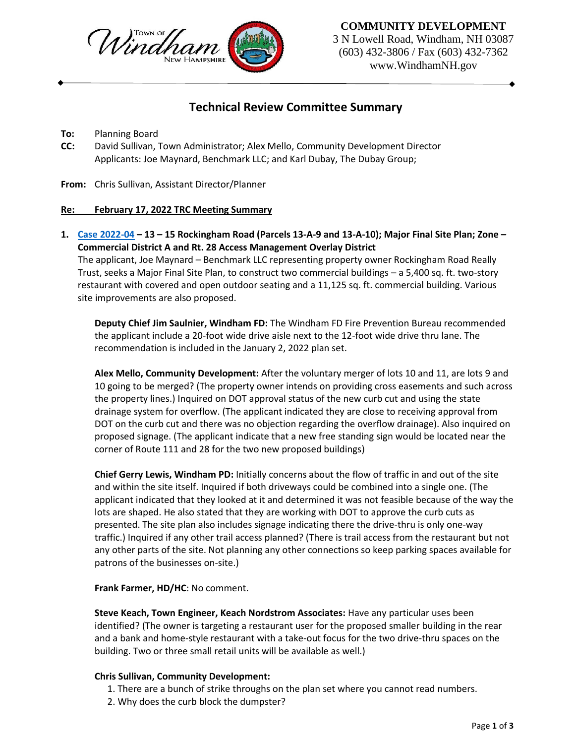**COMMUNITY DEVELOPMENT**
3 N Lowell Road, Windham, NH 03087
(603) 432-3806 / Fax (603) 432-7362
www.WindhamNH.gov

# Technical Review Committee Summary

**To:** Planning Board
**CC:** David Sullivan, Town Administrator; Alex Mello, Community Development Director
Applicants: Joe Maynard, Benchmark LLC; and Karl Dubay, The Dubay Group;

**From:** Chris Sullivan, Assistant Director/Planner

**Re: February 17, 2022 TRC Meeting Summary**

1. **Case 2022-04 – 13 – 15 Rockingham Road (Parcels 13-A-9 and 13-A-10); Major Final Site Plan; Zone – Commercial District A and Rt. 28 Access Management Overlay District**
The applicant, Joe Maynard – Benchmark LLC representing property owner Rockingham Road Really Trust, seeks a Major Final Site Plan, to construct two commercial buildings – a 5,400 sq. ft. two-story restaurant with covered and open outdoor seating and a 11,125 sq. ft. commercial building. Various site improvements are also proposed.

   **Deputy Chief Jim Saulnier, Windham FD:** The Windham FD Fire Prevention Bureau recommended the applicant include a 20-foot wide drive aisle next to the 12-foot wide drive thru lane. The recommendation is included in the January 2, 2022 plan set.

   **Alex Mello, Community Development:** After the voluntary merger of lots 10 and 11, are lots 9 and 10 going to be merged? (The property owner intends on providing cross easements and such across the property lines.) Inquired on DOT approval status of the new curb cut and using the state drainage system for overflow. (The applicant indicated they are close to receiving approval from DOT on the curb cut and there was no objection regarding the overflow drainage). Also inquired on proposed signage. (The applicant indicate that a new free standing sign would be located near the corner of Route 111 and 28 for the two new proposed buildings)

   **Chief Gerry Lewis, Windham PD:** Initially concerns about the flow of traffic in and out of the site and within the site itself. Inquired if both driveways could be combined into a single one. (The applicant indicated that they looked at it and determined it was not feasible because of the way the lots are shaped. He also stated that they are working with DOT to approve the curb cuts as presented. The site plan also includes signage indicating there the drive-thru is only one-way traffic.) Inquired if any other trail access planned? (There is trail access from the restaurant but not any other parts of the site. Not planning any other connections so keep parking spaces available for patrons of the businesses on-site.)

   **Frank Farmer, HD/HC**: No comment.

   **Steve Keach, Town Engineer, Keach Nordstrom Associates:** Have any particular uses been identified? (The owner is targeting a restaurant user for the proposed smaller building in the rear and a bank and home-style restaurant with a take-out focus for the two drive-thru spaces on the building. Two or three small retail units will be available as well.)

   **Chris Sullivan, Community Development:**
   1. There are a bunch of strike throughs on the plan set where you cannot read numbers.
   2. Why does the curb block the dumpster?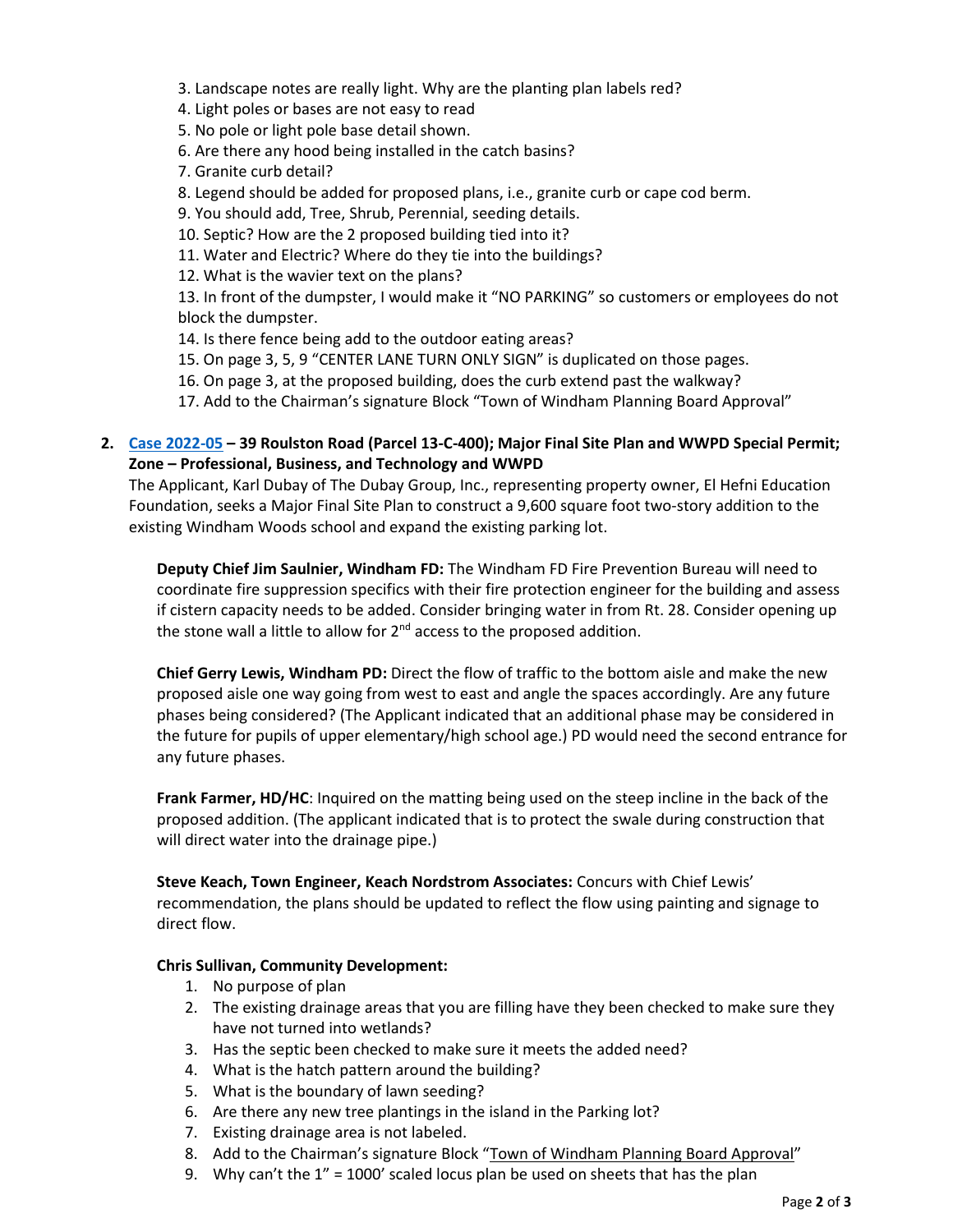3. Landscape notes are really light. Why are the planting plan labels red?
4. Light poles or bases are not easy to read
5. No pole or light pole base detail shown.
6. Are there any hood being installed in the catch basins?
7. Granite curb detail?
8. Legend should be added for proposed plans, i.e., granite curb or cape cod berm.
9. You should add, Tree, Shrub, Perennial, seeding details.
10. Septic? How are the 2 proposed building tied into it?
11. Water and Electric? Where do they tie into the buildings?
12. What is the wavier text on the plans?
13. In front of the dumpster, I would make it "NO PARKING" so customers or employees do not block the dumpster.
14. Is there fence being add to the outdoor eating areas?
15. On page 3, 5, 9 "CENTER LANE TURN ONLY SIGN" is duplicated on those pages.
16. On page 3, at the proposed building, does the curb extend past the walkway?
17. Add to the Chairman's signature Block "Town of Windham Planning Board Approval"

2. **Case 2022-05 – 39 Roulston Road (Parcel 13-C-400); Major Final Site Plan and WWPD Special Permit; Zone – Professional, Business, and Technology and WWPD**

   The Applicant, Karl Dubay of The Dubay Group, Inc., representing property owner, El Hefni Education Foundation, seeks a Major Final Site Plan to construct a 9,600 square foot two-story addition to the existing Windham Woods school and expand the existing parking lot.

   **Deputy Chief Jim Saulnier, Windham FD:** The Windham FD Fire Prevention Bureau will need to coordinate fire suppression specifics with their fire protection engineer for the building and assess if cistern capacity needs to be added. Consider bringing water in from Rt. 28. Consider opening up the stone wall a little to allow for 2nd access to the proposed addition.

   **Chief Gerry Lewis, Windham PD:** Direct the flow of traffic to the bottom aisle and make the new proposed aisle one way going from west to east and angle the spaces accordingly. Are any future phases being considered? (The Applicant indicated that an additional phase may be considered in the future for pupils of upper elementary/high school age.) PD would need the second entrance for any future phases.

   **Frank Farmer, HD/HC**: Inquired on the matting being used on the steep incline in the back of the proposed addition. (The applicant indicated that is to protect the swale during construction that will direct water into the drainage pipe.)

   **Steve Keach, Town Engineer, Keach Nordstrom Associates:** Concurs with Chief Lewis' recommendation, the plans should be updated to reflect the flow using painting and signage to direct flow.

   **Chris Sullivan, Community Development:**

   1. No purpose of plan
   2. The existing drainage areas that you are filling have they been checked to make sure they have not turned into wetlands?
   3. Has the septic been checked to make sure it meets the added need?
   4. What is the hatch pattern around the building?
   5. What is the boundary of lawn seeding?
   6. Are there any new tree plantings in the island in the Parking lot?
   7. Existing drainage area is not labeled.
   8. Add to the Chairman's signature Block "Town of Windham Planning Board Approval"
   9. Why can't the 1" = 1000' scaled locus plan be used on sheets that has the plan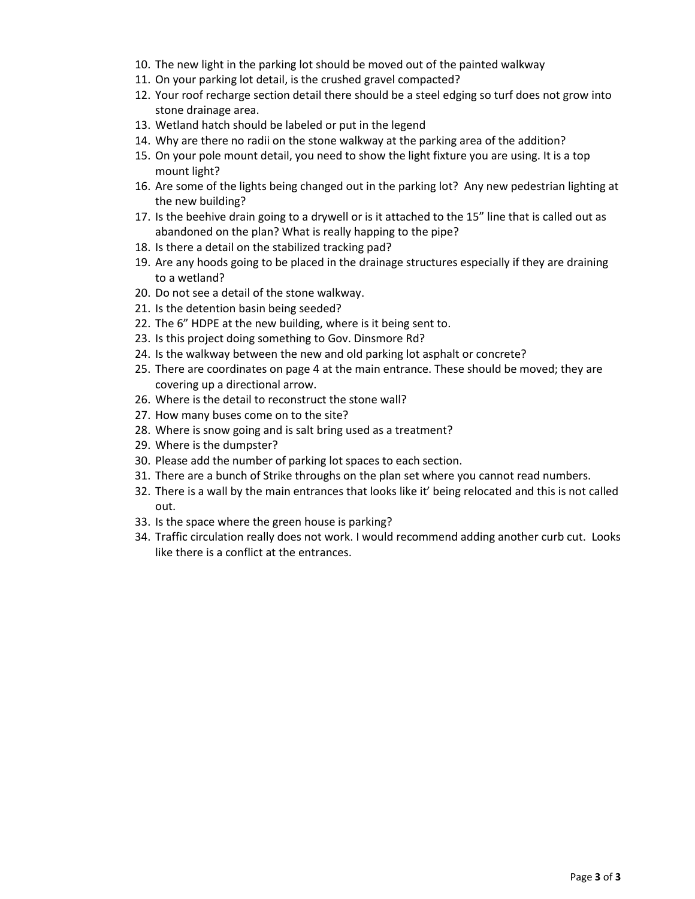10. The new light in the parking lot should be moved out of the painted walkway
11. On your parking lot detail, is the crushed gravel compacted?
12. Your roof recharge section detail there should be a steel edging so turf does not grow into stone drainage area.
13. Wetland hatch should be labeled or put in the legend
14. Why are there no radii on the stone walkway at the parking area of the addition?
15. On your pole mount detail, you need to show the light fixture you are using. It is a top mount light?
16. Are some of the lights being changed out in the parking lot? Any new pedestrian lighting at the new building?
17. Is the beehive drain going to a drywell or is it attached to the 15" line that is called out as abandoned on the plan? What is really happing to the pipe?
18. Is there a detail on the stabilized tracking pad?
19. Are any hoods going to be placed in the drainage structures especially if they are draining to a wetland?
20. Do not see a detail of the stone walkway.
21. Is the detention basin being seeded?
22. The 6" HDPE at the new building, where is it being sent to.
23. Is this project doing something to Gov. Dinsmore Rd?
24. Is the walkway between the new and old parking lot asphalt or concrete?
25. There are coordinates on page 4 at the main entrance. These should be moved; they are covering up a directional arrow.
26. Where is the detail to reconstruct the stone wall?
27. How many buses come on to the site?
28. Where is snow going and is salt bring used as a treatment?
29. Where is the dumpster?
30. Please add the number of parking lot spaces to each section.
31. There are a bunch of Strike throughs on the plan set where you cannot read numbers.
32. There is a wall by the main entrances that looks like it' being relocated and this is not called out.
33. Is the space where the green house is parking?
34. Traffic circulation really does not work. I would recommend adding another curb cut. Looks like there is a conflict at the entrances.